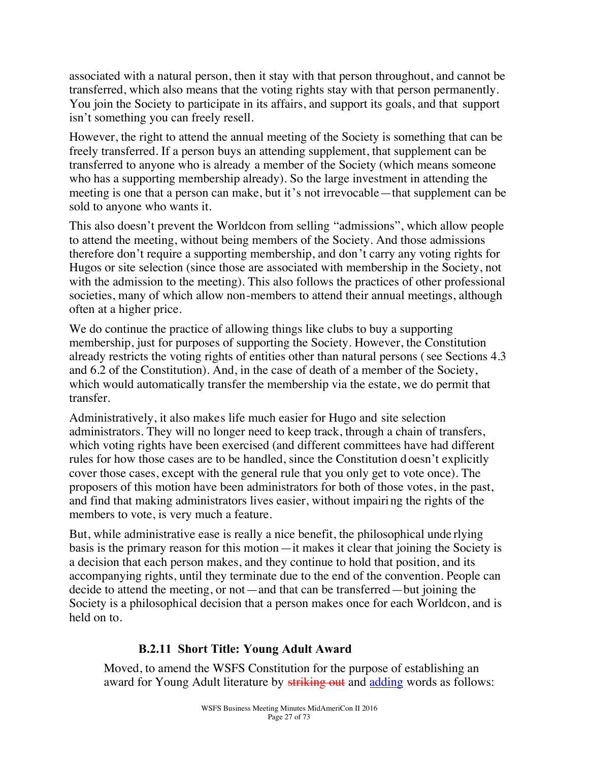associated with a natural person, then it stay with that person throughout, and cannot be transferred, which also means that the voting rights stay with that person permanently. You join the Society to participate in its affairs, and support its goals, and that support isn't something you can freely resell.

However, the right to attend the annual meeting of the Society is something that can be freely transferred. If a person buys an attending supplement, that supplement can be transferred to anyone who is already a member of the Society (which means someone who has a supporting membership already). So the large investment in attending the meeting is one that a person can make, but it's not irrevocable—that supplement can be sold to anyone who wants it.

This also doesn't prevent the Worldcon from selling "admissions", which allow people to attend the meeting, without being members of the Society. And those admissions therefore don't require a supporting membership, and don't carry any voting rights for Hugos or site selection (since those are associated with membership in the Society, not with the admission to the meeting). This also follows the practices of other professional societies, many of which allow non-members to attend their annual meetings, although often at a higher price.

We do continue the practice of allowing things like clubs to buy a supporting membership, just for purposes of supporting the Society. However, the Constitution already restricts the voting rights of entities other than natural persons (see Sections 4.3 and 6.2 of the Constitution). And, in the case of death of a member of the Society, which would automatically transfer the membership via the estate, we do permit that transfer.

Administratively, it also makes life much easier for Hugo and site selection administrators. They will no longer need to keep track, through a chain of transfers, which voting rights have been exercised (and different committees have had different rules for how those cases are to be handled, since the Constitution doesn't explicitly cover those cases, except with the general rule that you only get to vote once). The proposers of this motion have been administrators for both of those votes, in the past, and find that making administrators lives easier, without impairing the rights of the members to vote, is very much a feature.

But, while administrative ease is really a nice benefit, the philosophical underlying basis is the primary reason for this motion—it makes it clear that joining the Society is a decision that each person makes, and they continue to hold that position, and its accompanying rights, until they terminate due to the end of the convention. People can decide to attend the meeting, or not—and that can be transferred—but joining the Society is a philosophical decision that a person makes once for each Worldcon, and is held on to.

### B.2.11 Short Title: Young Adult Award

Moved, to amend the WSFS Constitution for the purpose of establishing an award for Young Adult literature by ~~striking out~~ and adding words as follows: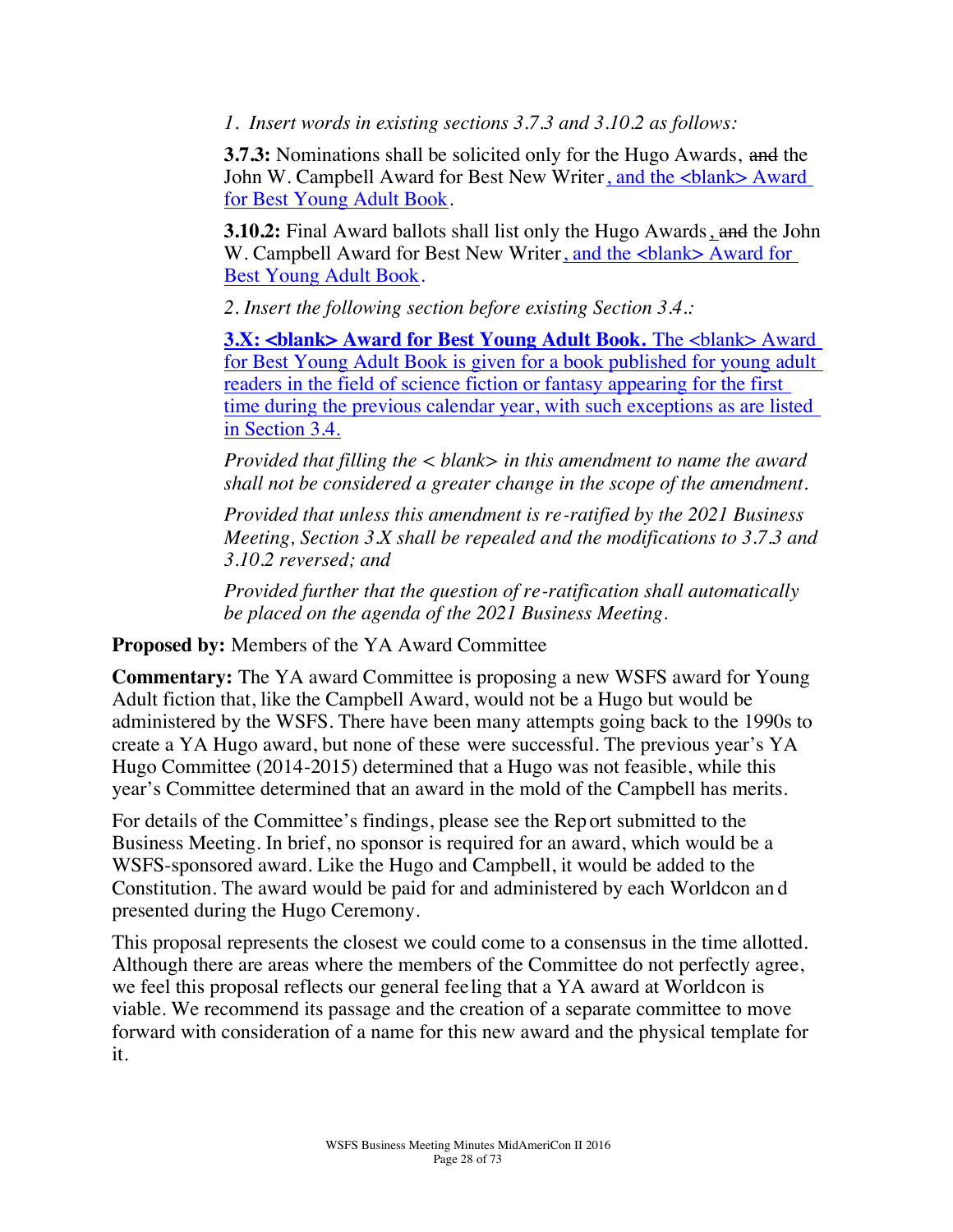*1. Insert words in existing sections 3.7.3 and 3.10.2 as follows:*

**3.7.3:** Nominations shall be solicited only for the Hugo Awards, ~~and~~ the John W. Campbell Award for Best New Writer<u>, and the <blank> Award for Best Young Adult Book</u>.

**3.10.2:** Final Award ballots shall list only the Hugo Awards<u>,</u> ~~and~~ the John W. Campbell Award for Best New Writer<u>, and the <blank> Award for Best Young Adult Book</u>.

*2. Insert the following section before existing Section 3.4.:*

<u>**3.X: <blank> Award for Best Young Adult Book.** The <blank> Award for Best Young Adult Book is given for a book published for young adult readers in the field of science fiction or fantasy appearing for the first time during the previous calendar year, with such exceptions as are listed in Section 3.4.</u>

*Provided that filling the < blank> in this amendment to name the award shall not be considered a greater change in the scope of the amendment.*

*Provided that unless this amendment is re-ratified by the 2021 Business Meeting, Section 3.X shall be repealed and the modifications to 3.7.3 and 3.10.2 reversed; and*

*Provided further that the question of re-ratification shall automatically be placed on the agenda of the 2021 Business Meeting.*

**Proposed by:** Members of the YA Award Committee

**Commentary:** The YA award Committee is proposing a new WSFS award for Young Adult fiction that, like the Campbell Award, would not be a Hugo but would be administered by the WSFS. There have been many attempts going back to the 1990s to create a YA Hugo award, but none of these were successful. The previous year's YA Hugo Committee (2014-2015) determined that a Hugo was not feasible, while this year's Committee determined that an award in the mold of the Campbell has merits.

For details of the Committee's findings, please see the Report submitted to the Business Meeting. In brief, no sponsor is required for an award, which would be a WSFS-sponsored award. Like the Hugo and Campbell, it would be added to the Constitution. The award would be paid for and administered by each Worldcon and presented during the Hugo Ceremony.

This proposal represents the closest we could come to a consensus in the time allotted. Although there are areas where the members of the Committee do not perfectly agree, we feel this proposal reflects our general feeling that a YA award at Worldcon is viable. We recommend its passage and the creation of a separate committee to move forward with consideration of a name for this new award and the physical template for it.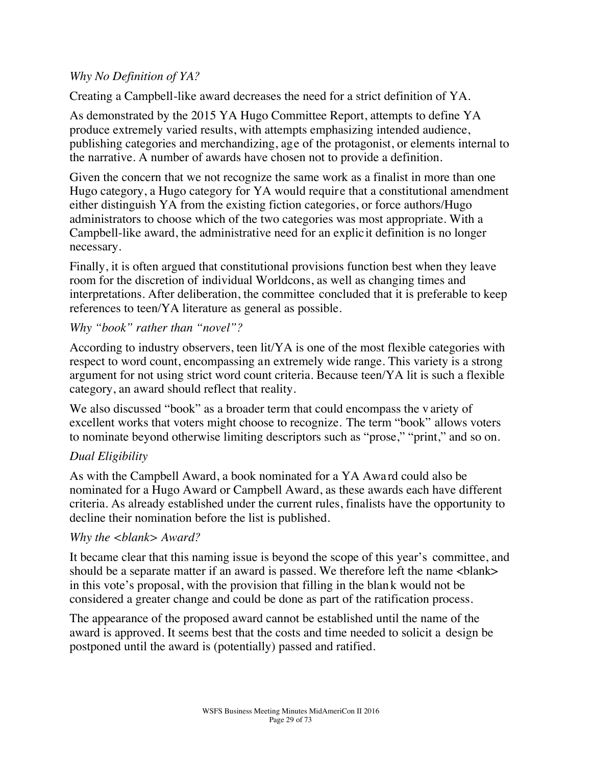*Why No Definition of YA?*

Creating a Campbell-like award decreases the need for a strict definition of YA.

As demonstrated by the 2015 YA Hugo Committee Report, attempts to define YA produce extremely varied results, with attempts emphasizing intended audience, publishing categories and merchandizing, age of the protagonist, or elements internal to the narrative. A number of awards have chosen not to provide a definition.

Given the concern that we not recognize the same work as a finalist in more than one Hugo category, a Hugo category for YA would require that a constitutional amendment either distinguish YA from the existing fiction categories, or force authors/Hugo administrators to choose which of the two categories was most appropriate. With a Campbell-like award, the administrative need for an explicit definition is no longer necessary.

Finally, it is often argued that constitutional provisions function best when they leave room for the discretion of individual Worldcons, as well as changing times and interpretations. After deliberation, the committee concluded that it is preferable to keep references to teen/YA literature as general as possible.

*Why "book" rather than "novel"?*

According to industry observers, teen lit/YA is one of the most flexible categories with respect to word count, encompassing an extremely wide range. This variety is a strong argument for not using strict word count criteria. Because teen/YA lit is such a flexible category, an award should reflect that reality.

We also discussed "book" as a broader term that could encompass the variety of excellent works that voters might choose to recognize. The term "book" allows voters to nominate beyond otherwise limiting descriptors such as "prose," "print," and so on.

*Dual Eligibility*

As with the Campbell Award, a book nominated for a YA Award could also be nominated for a Hugo Award or Campbell Award, as these awards each have different criteria. As already established under the current rules, finalists have the opportunity to decline their nomination before the list is published.

*Why the <blank> Award?*

It became clear that this naming issue is beyond the scope of this year's committee, and should be a separate matter if an award is passed. We therefore left the name <blank> in this vote's proposal, with the provision that filling in the blank would not be considered a greater change and could be done as part of the ratification process.

The appearance of the proposed award cannot be established until the name of the award is approved. It seems best that the costs and time needed to solicit a design be postponed until the award is (potentially) passed and ratified.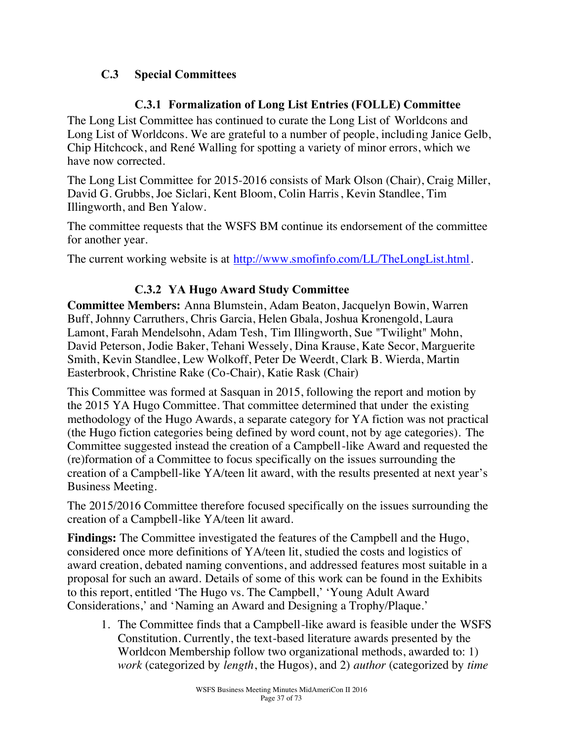## C.3 Special Committees

### C.3.1 Formalization of Long List Entries (FOLLE) Committee

The Long List Committee has continued to curate the Long List of Worldcons and Long List of Worldcons. We are grateful to a number of people, including Janice Gelb, Chip Hitchcock, and René Walling for spotting a variety of minor errors, which we have now corrected.

The Long List Committee for 2015-2016 consists of Mark Olson (Chair), Craig Miller, David G. Grubbs, Joe Siclari, Kent Bloom, Colin Harris, Kevin Standlee, Tim Illingworth, and Ben Yalow.

The committee requests that the WSFS BM continue its endorsement of the committee for another year.

The current working website is at [http://www.smofinfo.com/LL/TheLongList.html](http://www.smofinfo.com/LL/TheLongList.html).

### C.3.2 YA Hugo Award Study Committee

**Committee Members:** Anna Blumstein, Adam Beaton, Jacquelyn Bowin, Warren Buff, Johnny Carruthers, Chris Garcia, Helen Gbala, Joshua Kronengold, Laura Lamont, Farah Mendelsohn, Adam Tesh, Tim Illingworth, Sue "Twilight" Mohn, David Peterson, Jodie Baker, Tehani Wessely, Dina Krause, Kate Secor, Marguerite Smith, Kevin Standlee, Lew Wolkoff, Peter De Weerdt, Clark B. Wierda, Martin Easterbrook, Christine Rake (Co-Chair), Katie Rask (Chair)

This Committee was formed at Sasquan in 2015, following the report and motion by the 2015 YA Hugo Committee. That committee determined that under the existing methodology of the Hugo Awards, a separate category for YA fiction was not practical (the Hugo fiction categories being defined by word count, not by age categories). The Committee suggested instead the creation of a Campbell-like Award and requested the (re)formation of a Committee to focus specifically on the issues surrounding the creation of a Campbell-like YA/teen lit award, with the results presented at next year's Business Meeting.

The 2015/2016 Committee therefore focused specifically on the issues surrounding the creation of a Campbell-like YA/teen lit award.

**Findings:** The Committee investigated the features of the Campbell and the Hugo, considered once more definitions of YA/teen lit, studied the costs and logistics of award creation, debated naming conventions, and addressed features most suitable in a proposal for such an award. Details of some of this work can be found in the Exhibits to this report, entitled 'The Hugo vs. The Campbell,' 'Young Adult Award Considerations,' and 'Naming an Award and Designing a Trophy/Plaque.'

1. The Committee finds that a Campbell-like award is feasible under the WSFS Constitution. Currently, the text-based literature awards presented by the Worldcon Membership follow two organizational methods, awarded to: 1) *work* (categorized by *length*, the Hugos), and 2) *author* (categorized by *time*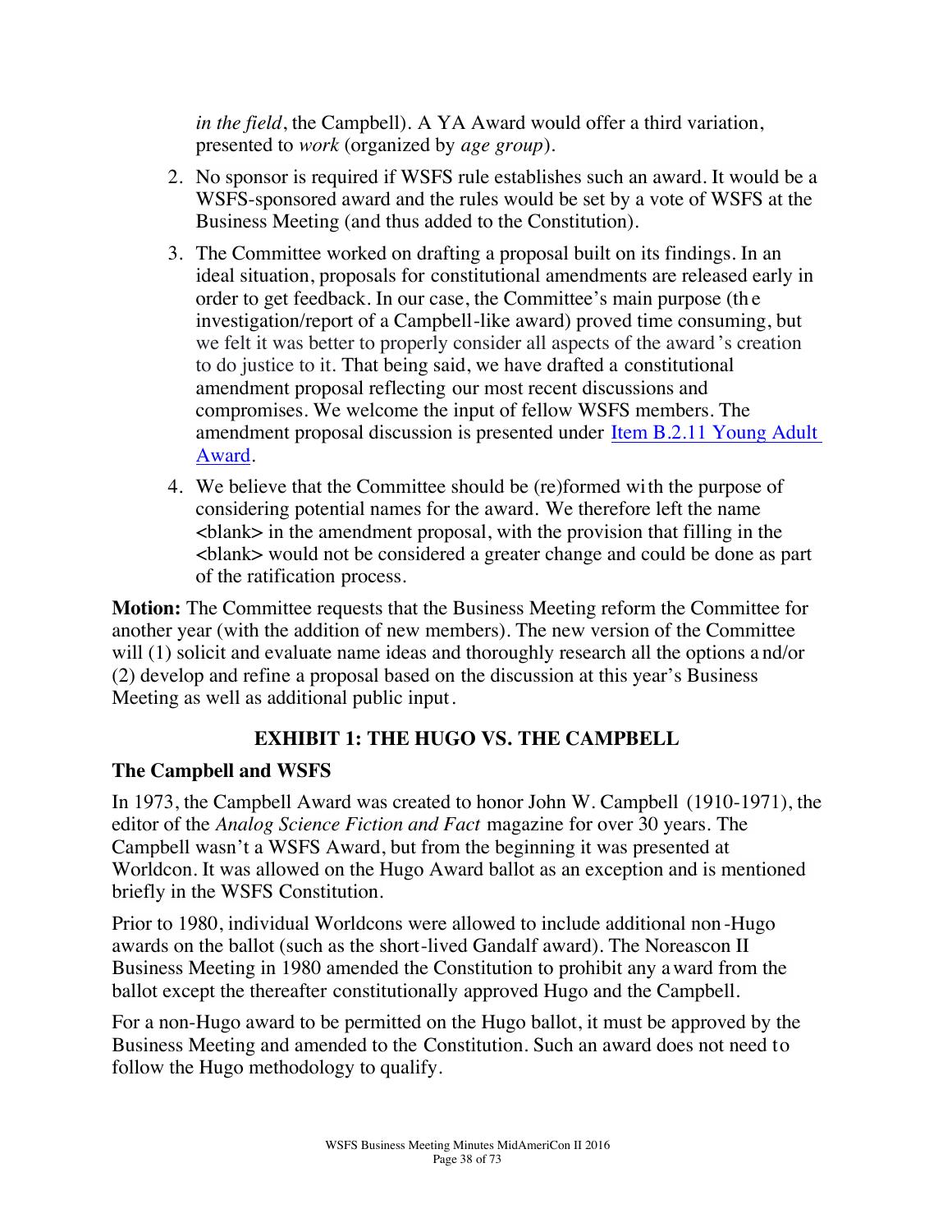*in the field*, the Campbell). A YA Award would offer a third variation, presented to *work* (organized by *age group*).

2. No sponsor is required if WSFS rule establishes such an award. It would be a WSFS-sponsored award and the rules would be set by a vote of WSFS at the Business Meeting (and thus added to the Constitution).

3. The Committee worked on drafting a proposal built on its findings. In an ideal situation, proposals for constitutional amendments are released early in order to get feedback. In our case, the Committee's main purpose (the investigation/report of a Campbell-like award) proved time consuming, but we felt it was better to properly consider all aspects of the award's creation to do justice to it. That being said, we have drafted a constitutional amendment proposal reflecting our most recent discussions and compromises. We welcome the input of fellow WSFS members. The amendment proposal discussion is presented under [Item B.2.11 Young Adult Award]().

4. We believe that the Committee should be (re)formed with the purpose of considering potential names for the award. We therefore left the name <blank> in the amendment proposal, with the provision that filling in the <blank> would not be considered a greater change and could be done as part of the ratification process.

**Motion:** The Committee requests that the Business Meeting reform the Committee for another year (with the addition of new members). The new version of the Committee will (1) solicit and evaluate name ideas and thoroughly research all the options and/or (2) develop and refine a proposal based on the discussion at this year's Business Meeting as well as additional public input.

## EXHIBIT 1: THE HUGO VS. THE CAMPBELL

### The Campbell and WSFS

In 1973, the Campbell Award was created to honor John W. Campbell (1910-1971), the editor of the *Analog Science Fiction and Fact* magazine for over 30 years. The Campbell wasn't a WSFS Award, but from the beginning it was presented at Worldcon. It was allowed on the Hugo Award ballot as an exception and is mentioned briefly in the WSFS Constitution.

Prior to 1980, individual Worldcons were allowed to include additional non-Hugo awards on the ballot (such as the short-lived Gandalf award). The Noreascon II Business Meeting in 1980 amended the Constitution to prohibit any award from the ballot except the thereafter constitutionally approved Hugo and the Campbell.

For a non-Hugo award to be permitted on the Hugo ballot, it must be approved by the Business Meeting and amended to the Constitution. Such an award does not need to follow the Hugo methodology to qualify.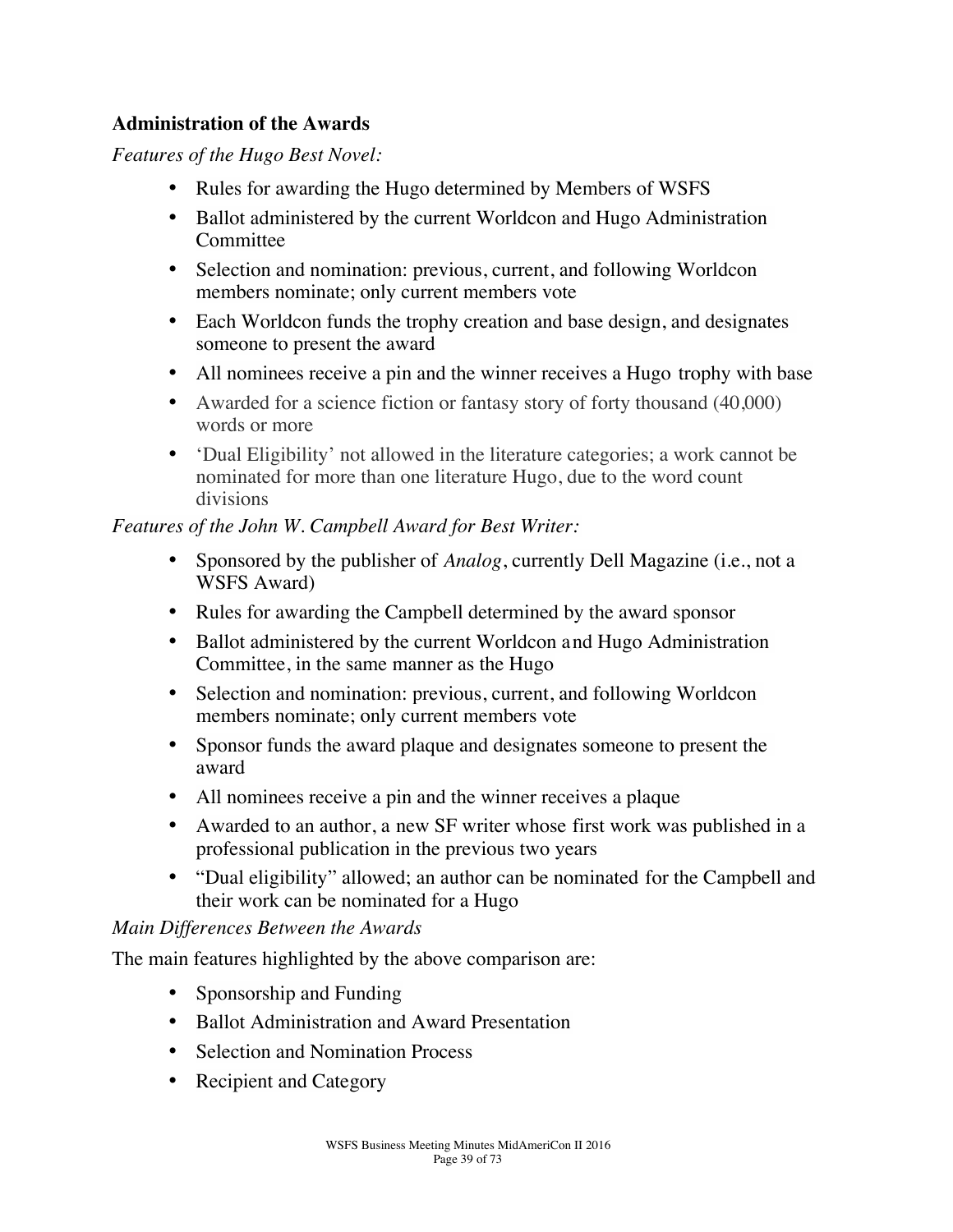**Administration of the Awards**

*Features of the Hugo Best Novel:*

- Rules for awarding the Hugo determined by Members of WSFS
- Ballot administered by the current Worldcon and Hugo Administration Committee
- Selection and nomination: previous, current, and following Worldcon members nominate; only current members vote
- Each Worldcon funds the trophy creation and base design, and designates someone to present the award
- All nominees receive a pin and the winner receives a Hugo trophy with base
- Awarded for a science fiction or fantasy story of forty thousand (40,000) words or more
- 'Dual Eligibility' not allowed in the literature categories; a work cannot be nominated for more than one literature Hugo, due to the word count divisions

*Features of the John W. Campbell Award for Best Writer:*

- Sponsored by the publisher of *Analog*, currently Dell Magazine (i.e., not a WSFS Award)
- Rules for awarding the Campbell determined by the award sponsor
- Ballot administered by the current Worldcon and Hugo Administration Committee, in the same manner as the Hugo
- Selection and nomination: previous, current, and following Worldcon members nominate; only current members vote
- Sponsor funds the award plaque and designates someone to present the award
- All nominees receive a pin and the winner receives a plaque
- Awarded to an author, a new SF writer whose first work was published in a professional publication in the previous two years
- "Dual eligibility" allowed; an author can be nominated for the Campbell and their work can be nominated for a Hugo

*Main Differences Between the Awards*

The main features highlighted by the above comparison are:

- Sponsorship and Funding
- Ballot Administration and Award Presentation
- Selection and Nomination Process
- Recipient and Category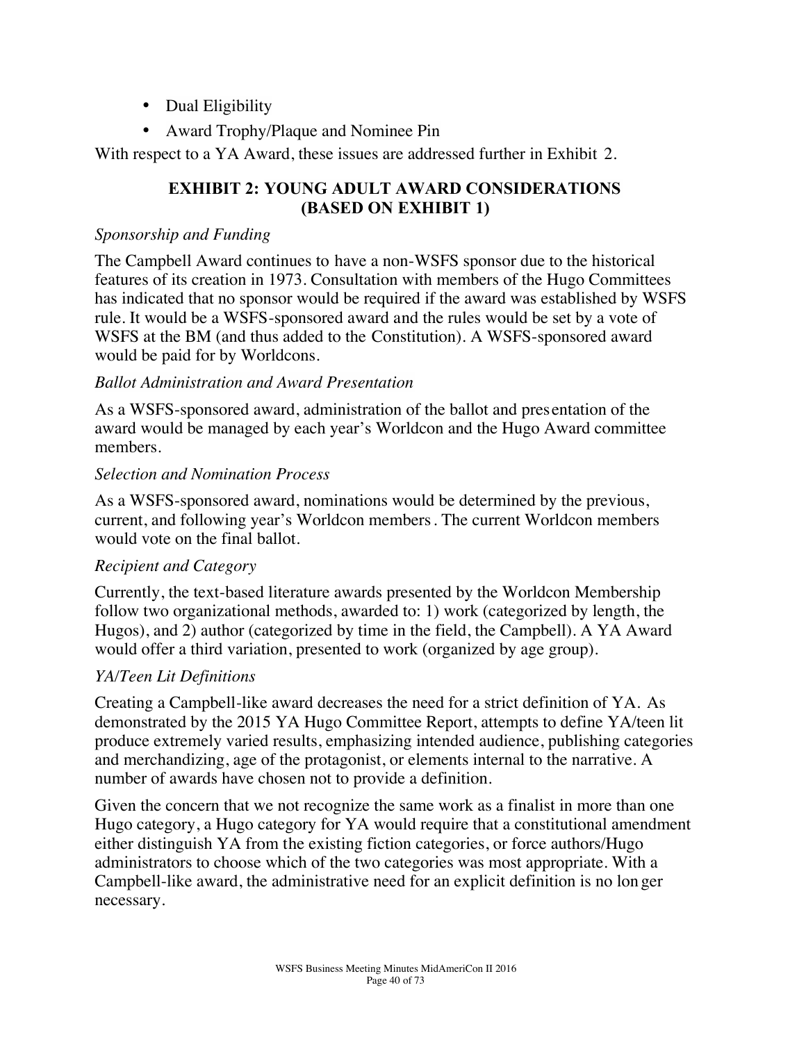- Dual Eligibility
- Award Trophy/Plaque and Nominee Pin

With respect to a YA Award, these issues are addressed further in Exhibit 2.

## EXHIBIT 2: YOUNG ADULT AWARD CONSIDERATIONS (BASED ON EXHIBIT 1)

*Sponsorship and Funding*

The Campbell Award continues to have a non-WSFS sponsor due to the historical features of its creation in 1973. Consultation with members of the Hugo Committees has indicated that no sponsor would be required if the award was established by WSFS rule. It would be a WSFS-sponsored award and the rules would be set by a vote of WSFS at the BM (and thus added to the Constitution). A WSFS-sponsored award would be paid for by Worldcons.

*Ballot Administration and Award Presentation*

As a WSFS-sponsored award, administration of the ballot and presentation of the award would be managed by each year's Worldcon and the Hugo Award committee members.

*Selection and Nomination Process*

As a WSFS-sponsored award, nominations would be determined by the previous, current, and following year's Worldcon members. The current Worldcon members would vote on the final ballot.

*Recipient and Category*

Currently, the text-based literature awards presented by the Worldcon Membership follow two organizational methods, awarded to: 1) work (categorized by length, the Hugos), and 2) author (categorized by time in the field, the Campbell). A YA Award would offer a third variation, presented to work (organized by age group).

*YA/Teen Lit Definitions*

Creating a Campbell-like award decreases the need for a strict definition of YA. As demonstrated by the 2015 YA Hugo Committee Report, attempts to define YA/teen lit produce extremely varied results, emphasizing intended audience, publishing categories and merchandizing, age of the protagonist, or elements internal to the narrative. A number of awards have chosen not to provide a definition.

Given the concern that we not recognize the same work as a finalist in more than one Hugo category, a Hugo category for YA would require that a constitutional amendment either distinguish YA from the existing fiction categories, or force authors/Hugo administrators to choose which of the two categories was most appropriate. With a Campbell-like award, the administrative need for an explicit definition is no longer necessary.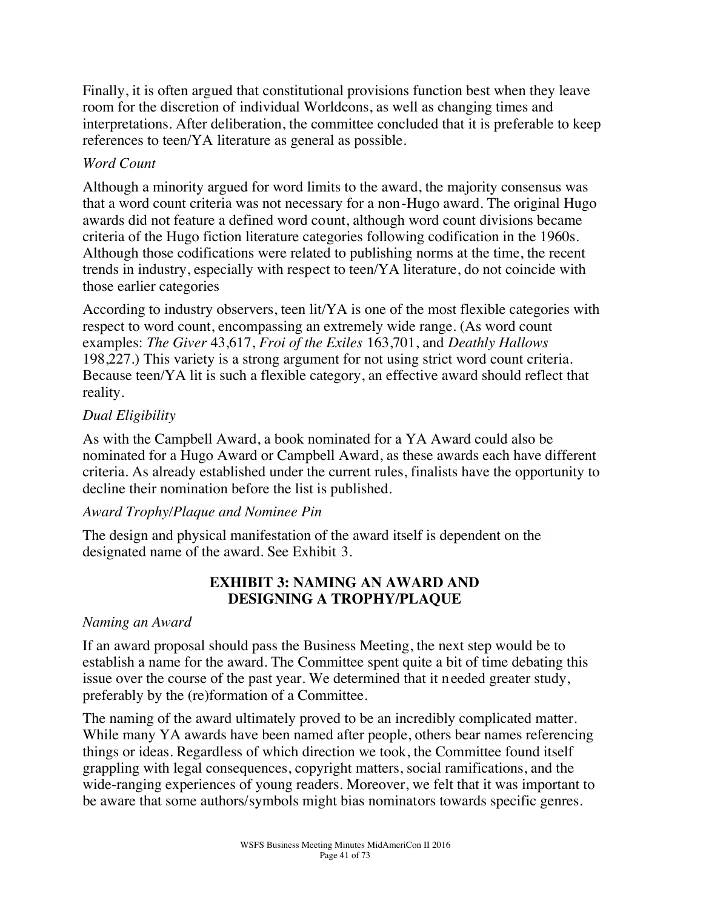Finally, it is often argued that constitutional provisions function best when they leave room for the discretion of individual Worldcons, as well as changing times and interpretations. After deliberation, the committee concluded that it is preferable to keep references to teen/YA literature as general as possible.

*Word Count*

Although a minority argued for word limits to the award, the majority consensus was that a word count criteria was not necessary for a non-Hugo award. The original Hugo awards did not feature a defined word count, although word count divisions became criteria of the Hugo fiction literature categories following codification in the 1960s. Although those codifications were related to publishing norms at the time, the recent trends in industry, especially with respect to teen/YA literature, do not coincide with those earlier categories

According to industry observers, teen lit/YA is one of the most flexible categories with respect to word count, encompassing an extremely wide range. (As word count examples: *The Giver* 43,617, *Froi of the Exiles* 163,701, and *Deathly Hallows* 198,227.) This variety is a strong argument for not using strict word count criteria. Because teen/YA lit is such a flexible category, an effective award should reflect that reality.

*Dual Eligibility*

As with the Campbell Award, a book nominated for a YA Award could also be nominated for a Hugo Award or Campbell Award, as these awards each have different criteria. As already established under the current rules, finalists have the opportunity to decline their nomination before the list is published.

*Award Trophy/Plaque and Nominee Pin*

The design and physical manifestation of the award itself is dependent on the designated name of the award. See Exhibit 3.

## EXHIBIT 3: NAMING AN AWARD AND DESIGNING A TROPHY/PLAQUE

*Naming an Award*

If an award proposal should pass the Business Meeting, the next step would be to establish a name for the award. The Committee spent quite a bit of time debating this issue over the course of the past year. We determined that it needed greater study, preferably by the (re)formation of a Committee.

The naming of the award ultimately proved to be an incredibly complicated matter. While many YA awards have been named after people, others bear names referencing things or ideas. Regardless of which direction we took, the Committee found itself grappling with legal consequences, copyright matters, social ramifications, and the wide-ranging experiences of young readers. Moreover, we felt that it was important to be aware that some authors/symbols might bias nominators towards specific genres.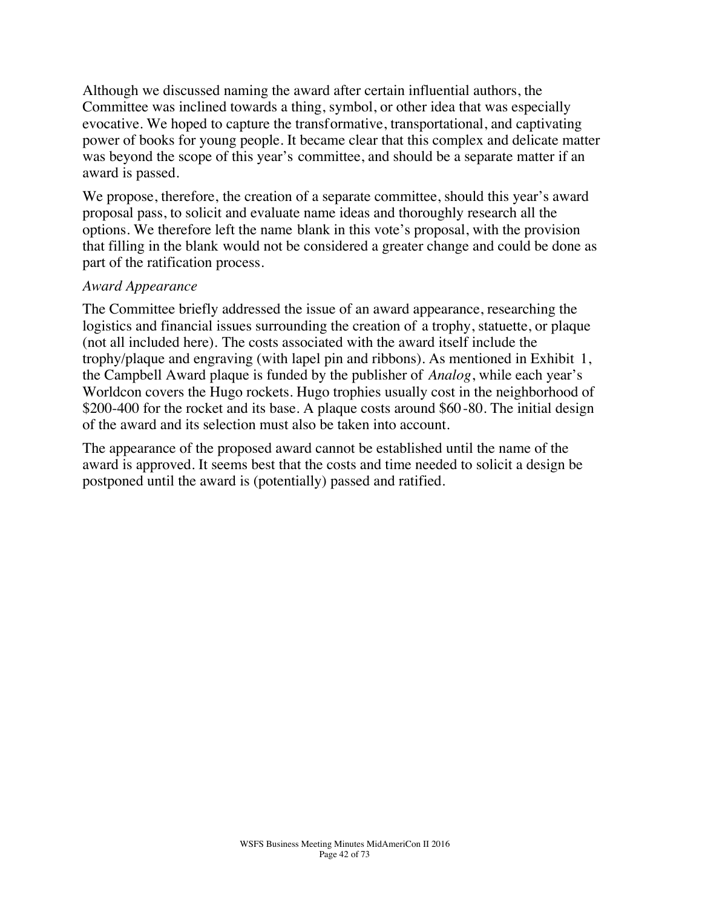Although we discussed naming the award after certain influential authors, the Committee was inclined towards a thing, symbol, or other idea that was especially evocative. We hoped to capture the transformative, transportational, and captivating power of books for young people. It became clear that this complex and delicate matter was beyond the scope of this year's committee, and should be a separate matter if an award is passed.

We propose, therefore, the creation of a separate committee, should this year's award proposal pass, to solicit and evaluate name ideas and thoroughly research all the options. We therefore left the name blank in this vote's proposal, with the provision that filling in the blank would not be considered a greater change and could be done as part of the ratification process.

*Award Appearance*

The Committee briefly addressed the issue of an award appearance, researching the logistics and financial issues surrounding the creation of a trophy, statuette, or plaque (not all included here). The costs associated with the award itself include the trophy/plaque and engraving (with lapel pin and ribbons). As mentioned in Exhibit 1, the Campbell Award plaque is funded by the publisher of *Analog*, while each year's Worldcon covers the Hugo rockets. Hugo trophies usually cost in the neighborhood of $200-400 for the rocket and its base. A plaque costs around $60-80. The initial design of the award and its selection must also be taken into account.

The appearance of the proposed award cannot be established until the name of the award is approved. It seems best that the costs and time needed to solicit a design be postponed until the award is (potentially) passed and ratified.